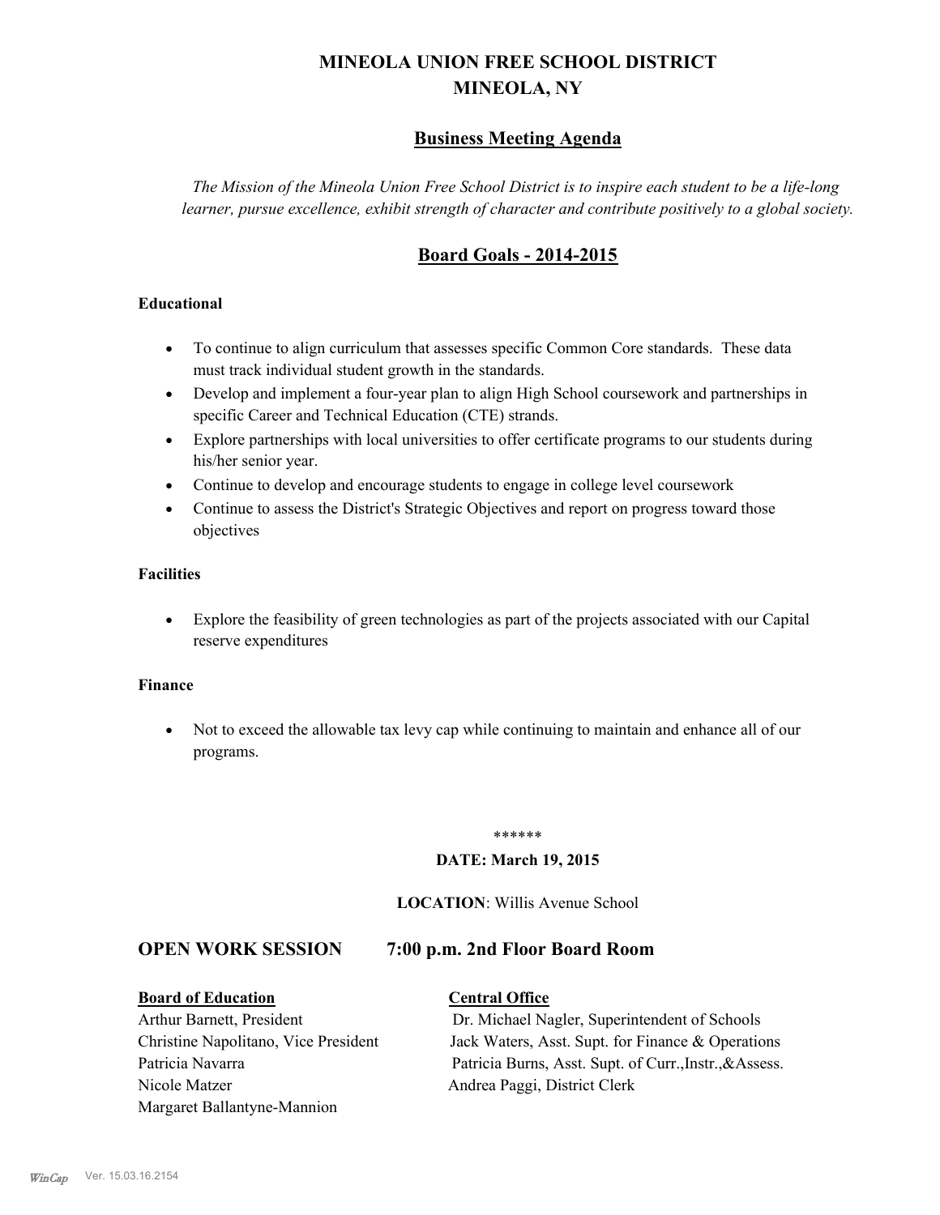# MINEOLA UNION FREE SCHOOL DISTRICT
# MINEOLA, NY

## Business Meeting Agenda

*The Mission of the Mineola Union Free School District is to inspire each student to be a life-long learner, pursue excellence, exhibit strength of character and contribute positively to a global society.*

## Board Goals - 2014-2015

**Educational**

- To continue to align curriculum that assesses specific Common Core standards. These data must track individual student growth in the standards.
- Develop and implement a four-year plan to align High School coursework and partnerships in specific Career and Technical Education (CTE) strands.
- Explore partnerships with local universities to offer certificate programs to our students during his/her senior year.
- Continue to develop and encourage students to engage in college level coursework
- Continue to assess the District's Strategic Objectives and report on progress toward those objectives

**Facilities**

- Explore the feasibility of green technologies as part of the projects associated with our Capital reserve expenditures

**Finance**

- Not to exceed the allowable tax levy cap while continuing to maintain and enhance all of our programs.

******

**DATE: March 19, 2015**

**LOCATION**: Willis Avenue School

## OPEN WORK SESSION 7:00 p.m. 2nd Floor Board Room

| **Board of Education** | **Central Office** |
| --- | --- |
| Arthur Barnett, President | Dr. Michael Nagler, Superintendent of Schools |
| Christine Napolitano, Vice President | Jack Waters, Asst. Supt. for Finance & Operations |
| Patricia Navarra | Patricia Burns, Asst. Supt. of Curr.,Instr.,&Assess. |
| Nicole Matzer | Andrea Paggi, District Clerk |
| Margaret Ballantyne-Mannion | |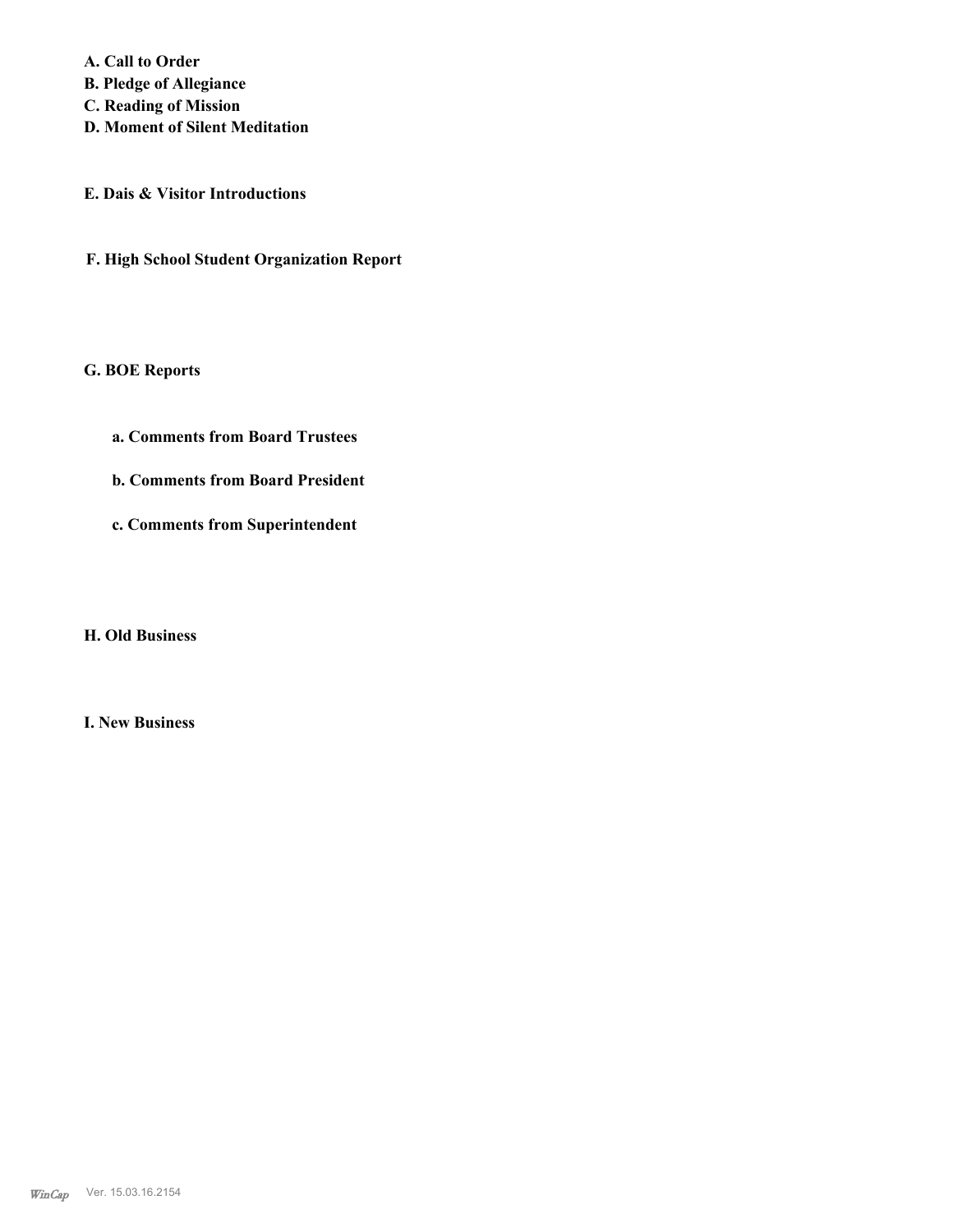**A. Call to Order**
**B. Pledge of Allegiance**
**C. Reading of Mission**
**D. Moment of Silent Meditation**

**E. Dais & Visitor Introductions**

**F. High School Student Organization Report**

**G. BOE Reports**

**a. Comments from Board Trustees**

**b. Comments from Board President**

**c. Comments from Superintendent**

**H. Old Business**

**I. New Business**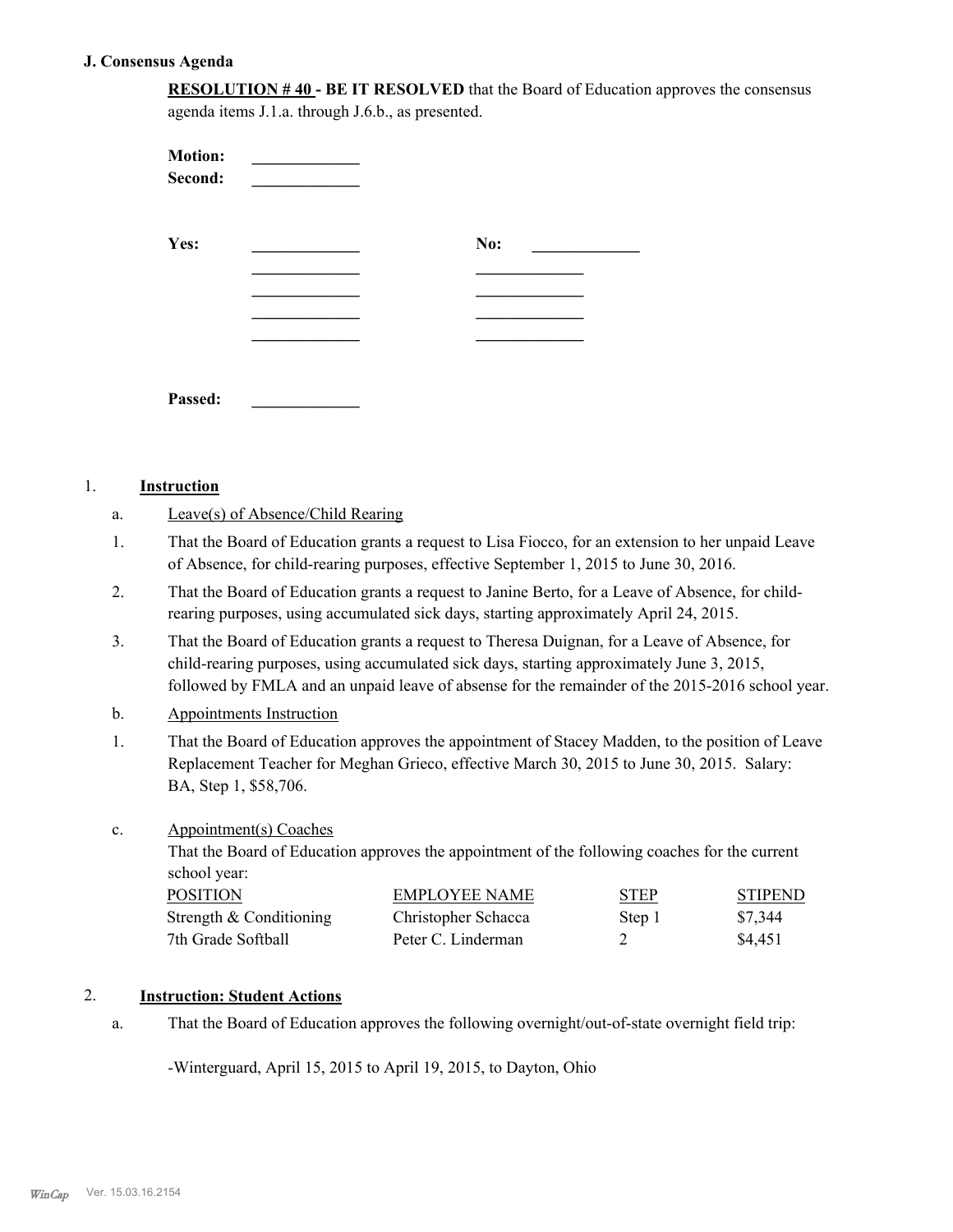### J. Consensus Agenda

**RESOLUTION # 40 - BE IT RESOLVED** that the Board of Education approves the consensus agenda items J.1.a. through J.6.b., as presented.

**Motion:** _____________
**Second:** _____________

**Yes:** _____________ **No:** _____________
_____________ _____________
_____________ _____________
_____________ _____________
_____________ _____________

**Passed:** _____________

1. **Instruction**

a. Leave(s) of Absence/Child Rearing

1. That the Board of Education grants a request to Lisa Fiocco, for an extension to her unpaid Leave of Absence, for child-rearing purposes, effective September 1, 2015 to June 30, 2016.

2. That the Board of Education grants a request to Janine Berto, for a Leave of Absence, for child-rearing purposes, using accumulated sick days, starting approximately April 24, 2015.

3. That the Board of Education grants a request to Theresa Duignan, for a Leave of Absence, for child-rearing purposes, using accumulated sick days, starting approximately June 3, 2015, followed by FMLA and an unpaid leave of absense for the remainder of the 2015-2016 school year.

b. Appointments Instruction

1. That the Board of Education approves the appointment of Stacey Madden, to the position of Leave Replacement Teacher for Meghan Grieco, effective March 30, 2015 to June 30, 2015. Salary: BA, Step 1, $58,706.

c. Appointment(s) Coaches

That the Board of Education approves the appointment of the following coaches for the current school year:

| POSITION | EMPLOYEE NAME | STEP | STIPEND |
|---|---|---|---|
| Strength & Conditioning | Christopher Schacca | Step 1 | $7,344 |
| 7th Grade Softball | Peter C. Linderman | 2 | $4,451 |

2. **Instruction: Student Actions**

a. That the Board of Education approves the following overnight/out-of-state overnight field trip:

-Winterguard, April 15, 2015 to April 19, 2015, to Dayton, Ohio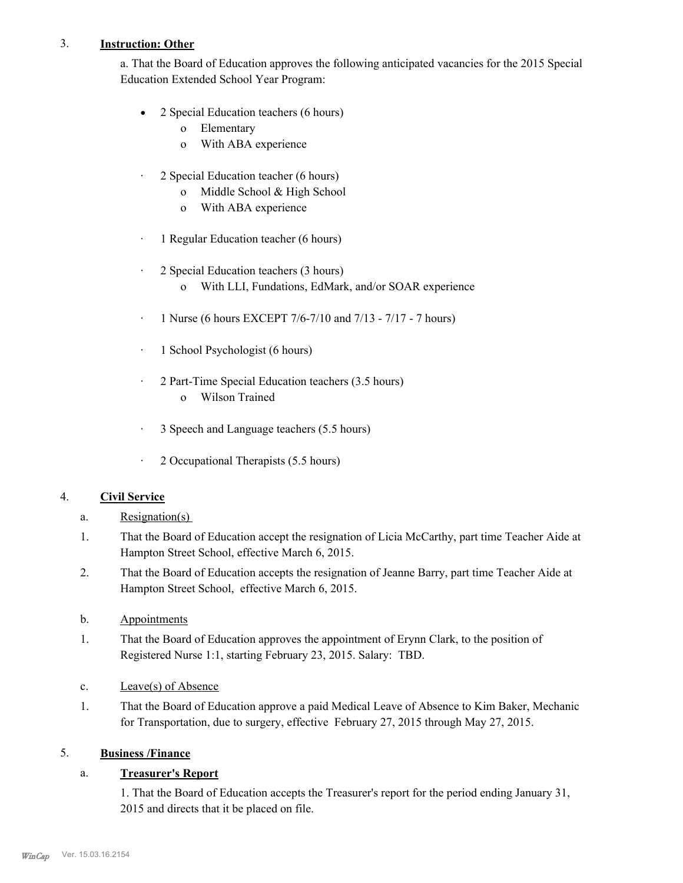3. **Instruction: Other**

a. That the Board of Education approves the following anticipated vacancies for the 2015 Special Education Extended School Year Program:

- 2 Special Education teachers (6 hours)
  - Elementary
  - With ABA experience
- 2 Special Education teacher (6 hours)
  - Middle School & High School
  - With ABA experience
- 1 Regular Education teacher (6 hours)
- 2 Special Education teachers (3 hours)
  - With LLI, Fundations, EdMark, and/or SOAR experience
- 1 Nurse (6 hours EXCEPT 7/6-7/10 and 7/13 - 7/17 - 7 hours)
- 1 School Psychologist (6 hours)
- 2 Part-Time Special Education teachers (3.5 hours)
  - Wilson Trained
- 3 Speech and Language teachers (5.5 hours)
- 2 Occupational Therapists (5.5 hours)

4. **Civil Service**

a. Resignation(s)

1. That the Board of Education accept the resignation of Licia McCarthy, part time Teacher Aide at Hampton Street School, effective March 6, 2015.
2. That the Board of Education accepts the resignation of Jeanne Barry, part time Teacher Aide at Hampton Street School, effective March 6, 2015.

b. Appointments

1. That the Board of Education approves the appointment of Erynn Clark, to the position of Registered Nurse 1:1, starting February 23, 2015. Salary: TBD.

c. Leave(s) of Absence

1. That the Board of Education approve a paid Medical Leave of Absence to Kim Baker, Mechanic for Transportation, due to surgery, effective February 27, 2015 through May 27, 2015.

5. **Business /Finance**

a. **Treasurer's Report**

1. That the Board of Education accepts the Treasurer's report for the period ending January 31, 2015 and directs that it be placed on file.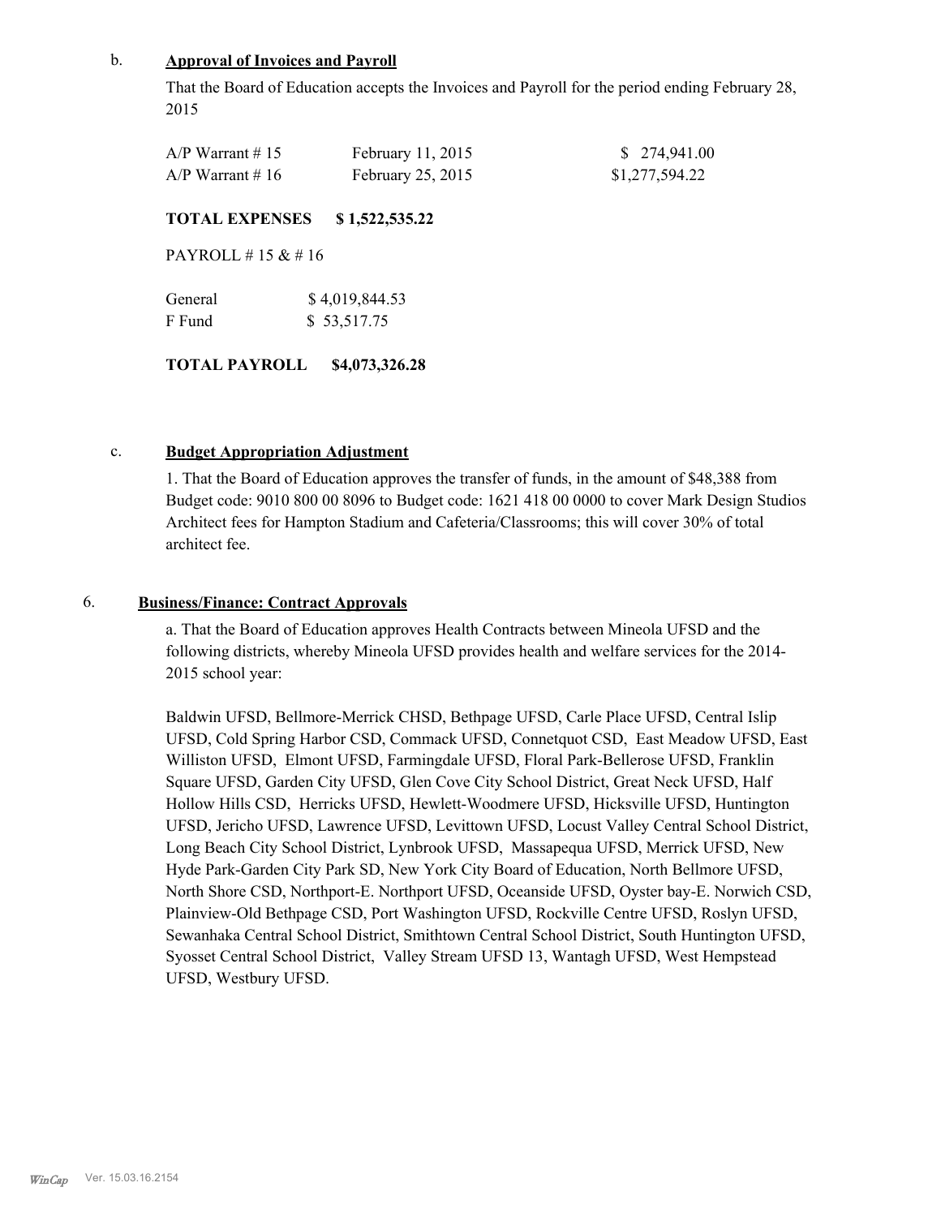b. **Approval of Invoices and Payroll**

That the Board of Education accepts the Invoices and Payroll for the period ending February 28, 2015

| | | |
|---|---|---|
| A/P Warrant # 15 | February 11, 2015 | $ 274,941.00 |
| A/P Warrant # 16 | February 25, 2015 | $1,277,594.22 |

**TOTAL EXPENSES $ 1,522,535.22**

PAYROLL # 15 & # 16

| | |
|---|---|
| General | $ 4,019,844.53 |
| F Fund | $ 53,517.75 |

**TOTAL PAYROLL $4,073,326.28**

c. **Budget Appropriation Adjustment**

1. That the Board of Education approves the transfer of funds, in the amount of $48,388 from Budget code: 9010 800 00 8096 to Budget code: 1621 418 00 0000 to cover Mark Design Studios Architect fees for Hampton Stadium and Cafeteria/Classrooms; this will cover 30% of total architect fee.

6. **Business/Finance: Contract Approvals**

a. That the Board of Education approves Health Contracts between Mineola UFSD and the following districts, whereby Mineola UFSD provides health and welfare services for the 2014-2015 school year:

Baldwin UFSD, Bellmore-Merrick CHSD, Bethpage UFSD, Carle Place UFSD, Central Islip UFSD, Cold Spring Harbor CSD, Commack UFSD, Connetquot CSD, East Meadow UFSD, East Williston UFSD, Elmont UFSD, Farmingdale UFSD, Floral Park-Bellerose UFSD, Franklin Square UFSD, Garden City UFSD, Glen Cove City School District, Great Neck UFSD, Half Hollow Hills CSD, Herricks UFSD, Hewlett-Woodmere UFSD, Hicksville UFSD, Huntington UFSD, Jericho UFSD, Lawrence UFSD, Levittown UFSD, Locust Valley Central School District, Long Beach City School District, Lynbrook UFSD, Massapequa UFSD, Merrick UFSD, New Hyde Park-Garden City Park SD, New York City Board of Education, North Bellmore UFSD, North Shore CSD, Northport-E. Northport UFSD, Oceanside UFSD, Oyster bay-E. Norwich CSD, Plainview-Old Bethpage CSD, Port Washington UFSD, Rockville Centre UFSD, Roslyn UFSD, Sewanhaka Central School District, Smithtown Central School District, South Huntington UFSD, Syosset Central School District, Valley Stream UFSD 13, Wantagh UFSD, West Hempstead UFSD, Westbury UFSD.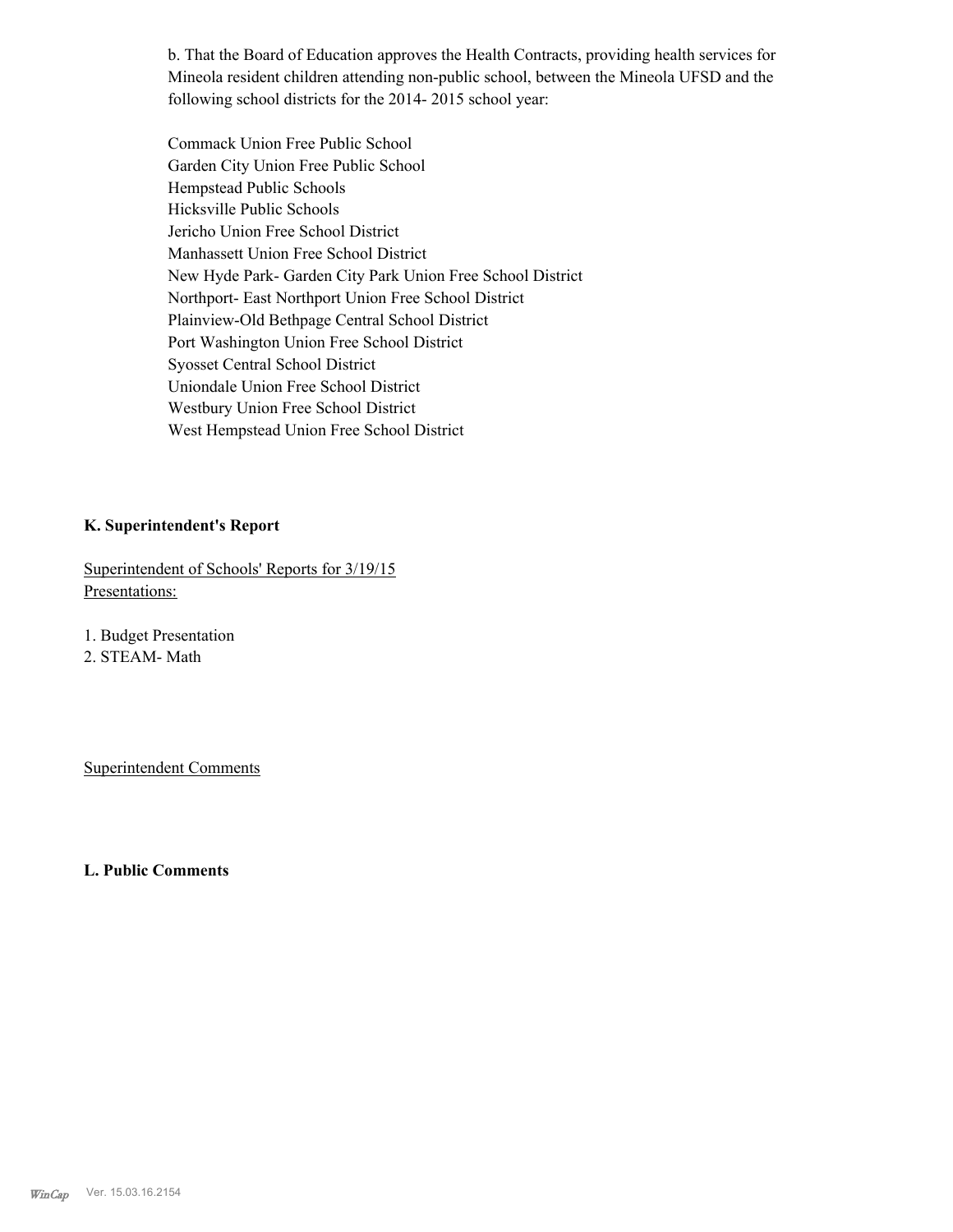b. That the Board of Education approves the Health Contracts, providing health services for Mineola resident children attending non-public school, between the Mineola UFSD and the following school districts for the 2014- 2015 school year:

Commack Union Free Public School
Garden City Union Free Public School
Hempstead Public Schools
Hicksville Public Schools
Jericho Union Free School District
Manhassett Union Free School District
New Hyde Park- Garden City Park Union Free School District
Northport- East Northport Union Free School District
Plainview-Old Bethpage Central School District
Port Washington Union Free School District
Syosset Central School District
Uniondale Union Free School District
Westbury Union Free School District
West Hempstead Union Free School District

## K. Superintendent's Report

Superintendent of Schools' Reports for 3/19/15
Presentations:

1. Budget Presentation
2. STEAM- Math

Superintendent Comments

## L. Public Comments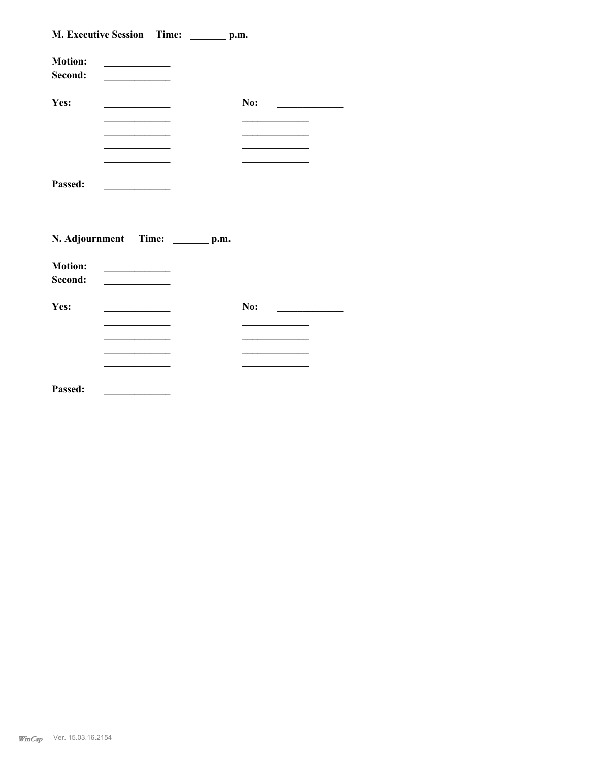**M. Executive Session Time: _______ p.m.**

**Motion:** _____________
**Second:** _____________

| | | | |
|---|---|---|---|
| **Yes:** | _____________ | **No:** | _____________ |
| | _____________ | | _____________ |
| | _____________ | | _____________ |
| | _____________ | | _____________ |
| | _____________ | | _____________ |

**Passed:** _____________

**N. Adjournment Time: _______ p.m.**

**Motion:** _____________
**Second:** _____________

| | | | |
|---|---|---|---|
| **Yes:** | _____________ | **No:** | _____________ |
| | _____________ | | _____________ |
| | _____________ | | _____________ |
| | _____________ | | _____________ |
| | _____________ | | _____________ |

**Passed:** _____________

*WinCap* Ver. 15.03.16.2154